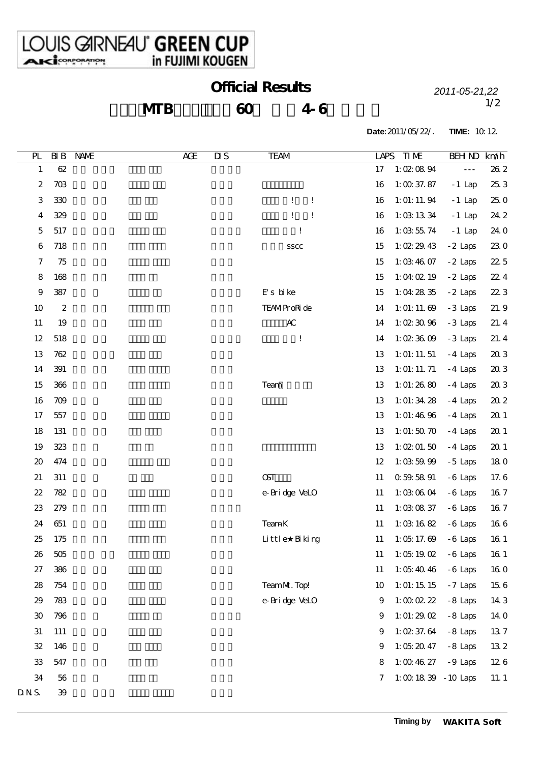LOUIS GARNEAU® GREEN CUP in FUJIMI KOUGEN

AKI CORPORATION

# Official Results

MTB 60 4-6

2011-05-21,22

Date: 2011/05/22/. TIME: 10:12.

| PL | BIB | NAME | AGE | DIS | TEAM | LAPS | TIME | BEHIND | km/h |
|---|---|---|---|---|---|---|---|---|---|
| 1 | 62 | | | | | 17 | 1:02:08.94 | --- | 26.2 |
| 2 | 703 | | | | | 16 | 1:00:37.87 | -1 Lap | 25.3 |
| 3 | 330 | | | | ! ! | 16 | 1:01:11.94 | -1 Lap | 25.0 |
| 4 | 329 | | | | ! ! | 16 | 1:03:13.34 | -1 Lap | 24.2 |
| 5 | 517 | | | | ! | 16 | 1:03:55.74 | -1 Lap | 24.0 |
| 6 | 718 | | | | sscc | 15 | 1:02:29.43 | -2 Laps | 23.0 |
| 7 | 75 | | | | | 15 | 1:03:46.07 | -2 Laps | 22.5 |
| 8 | 168 | | | | | 15 | 1:04:02.19 | -2 Laps | 22.4 |
| 9 | 387 | | | | E's bike | 15 | 1:04:28.35 | -2 Laps | 22.3 |
| 10 | 2 | | | | TEAM ProRide | 14 | 1:01:11.69 | -3 Laps | 21.9 |
| 11 | 19 | | | | AC | 14 | 1:02:30.96 | -3 Laps | 21.4 |
| 12 | 518 | | | | ! | 14 | 1:02:36.09 | -3 Laps | 21.4 |
| 13 | 762 | | | | | 13 | 1:01:11.51 | -4 Laps | 20.3 |
| 14 | 391 | | | | | 13 | 1:01:11.71 | -4 Laps | 20.3 |
| 15 | 366 | | | | Team | 13 | 1:01:26.80 | -4 Laps | 20.3 |
| 16 | 709 | | | | | 13 | 1:01:34.28 | -4 Laps | 20.2 |
| 17 | 557 | | | | | 13 | 1:01:46.96 | -4 Laps | 20.1 |
| 18 | 131 | | | | | 13 | 1:01:50.70 | -4 Laps | 20.1 |
| 19 | 323 | | | | | 13 | 1:02:01.50 | -4 Laps | 20.1 |
| 20 | 474 | | | | | 12 | 1:03:59.99 | -5 Laps | 18.0 |
| 21 | 311 | | | | OST | 11 | 0:59:58.91 | -6 Laps | 17.6 |
| 22 | 782 | | | | e-Bridge VeLO | 11 | 1:03:06.04 | -6 Laps | 16.7 |
| 23 | 279 | | | | | 11 | 1:03:08.37 | -6 Laps | 16.7 |
| 24 | 651 | | | | Team-K | 11 | 1:03:16.82 | -6 Laps | 16.6 |
| 25 | 175 | | | | Little★Biking | 11 | 1:05:17.69 | -6 Laps | 16.1 |
| 26 | 505 | | | | | 11 | 1:05:19.02 | -6 Laps | 16.1 |
| 27 | 386 | | | | | 11 | 1:05:40.46 | -6 Laps | 16.0 |
| 28 | 754 | | | | Team Mt.Top! | 10 | 1:01:15.15 | -7 Laps | 15.6 |
| 29 | 783 | | | | e-Bridge VeLO | 9 | 1:00:02.22 | -8 Laps | 14.3 |
| 30 | 796 | | | | | 9 | 1:01:29.02 | -8 Laps | 14.0 |
| 31 | 111 | | | | | 9 | 1:02:37.64 | -8 Laps | 13.7 |
| 32 | 146 | | | | | 9 | 1:05:20.47 | -8 Laps | 13.2 |
| 33 | 547 | | | | | 8 | 1:00:46.27 | -9 Laps | 12.6 |
| 34 | 56 | | | | | 7 | 1:00:18.39 | -10 Laps | 11.1 |
| D.N.S. | 39 | | | | | | | | |

Timing by WAKITA Soft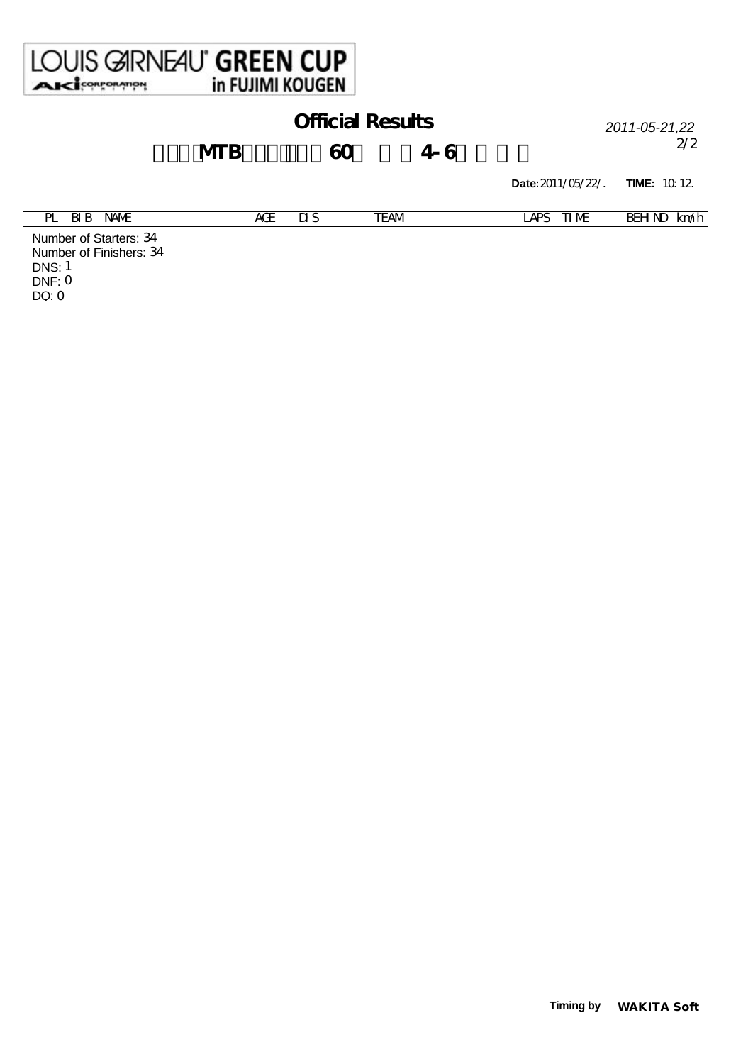LOUIS GARNEAU® GREEN CUP in FUJIMI KOUGEN

# Official Results

## MTB 60 4-6

*2011-05-21,22*

**Date**:2011/05/22/. **TIME:** 10:12.

| PL | BIB | NAME | AGE | DIS | TEAM | LAPS | TIME | BEHIND | km/h |
|---|---|---|---|---|---|---|---|---|---|

Number of Starters: 34
Number of Finishers: 34
DNS: 1
DNF: 0
DQ: 0

Timing by **WAKITA Soft**